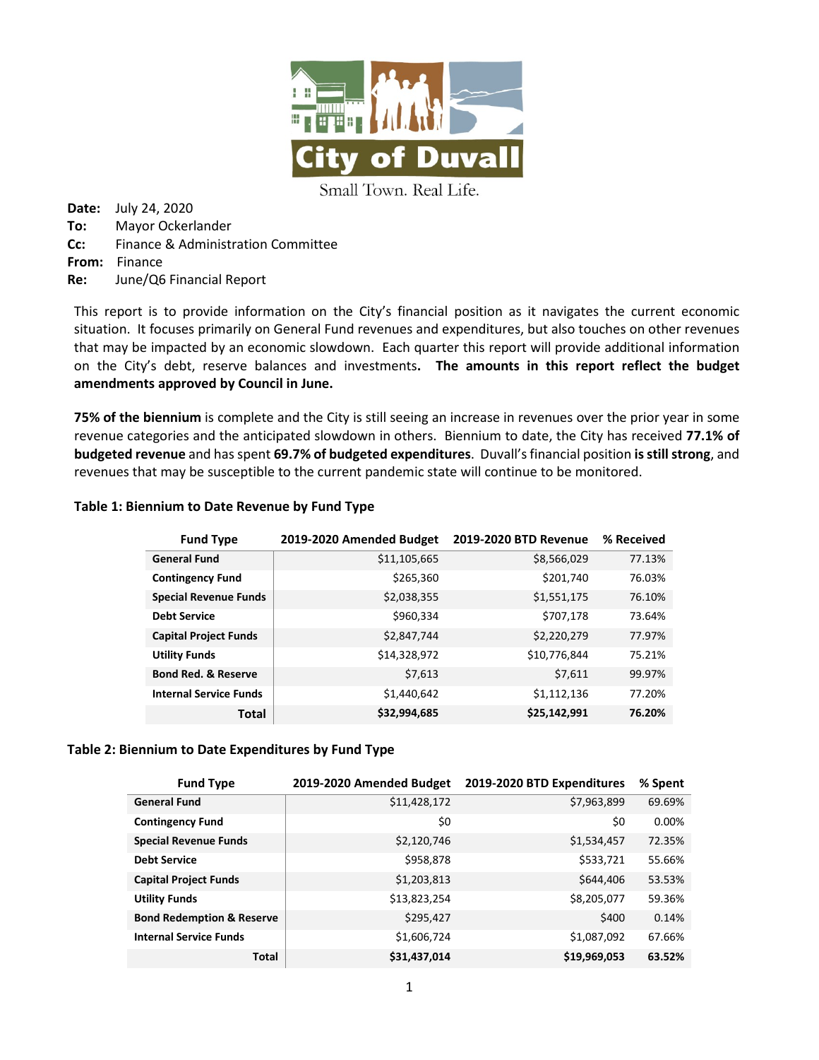City of Duvall

Small Town. Real Life.

**Date:** July 24, 2020
**To:** Mayor Ockerlander
**Cc:** Finance & Administration Committee
**From:** Finance
**Re:** June/Q6 Financial Report

This report is to provide information on the City's financial position as it navigates the current economic situation. It focuses primarily on General Fund revenues and expenditures, but also touches on other revenues that may be impacted by an economic slowdown. Each quarter this report will provide additional information on the City's debt, reserve balances and investments. **The amounts in this report reflect the budget amendments approved by Council in June.**

**75% of the biennium** is complete and the City is still seeing an increase in revenues over the prior year in some revenue categories and the anticipated slowdown in others. Biennium to date, the City has received **77.1% of budgeted revenue** and has spent **69.7% of budgeted expenditures**. Duvall's financial position **is still strong**, and revenues that may be susceptible to the current pandemic state will continue to be monitored.

**Table 1: Biennium to Date Revenue by Fund Type**

| Fund Type | 2019-2020 Amended Budget | 2019-2020 BTD Revenue | % Received |
|---|---|---|---|
| **General Fund** | $11,105,665 | $8,566,029 | 77.13% |
| **Contingency Fund** | $265,360 | $201,740 | 76.03% |
| **Special Revenue Funds** | $2,038,355 | $1,551,175 | 76.10% |
| **Debt Service** | $960,334 | $707,178 | 73.64% |
| **Capital Project Funds** | $2,847,744 | $2,220,279 | 77.97% |
| **Utility Funds** | $14,328,972 | $10,776,844 | 75.21% |
| **Bond Red. & Reserve** | $7,613 | $7,611 | 99.97% |
| **Internal Service Funds** | $1,440,642 | $1,112,136 | 77.20% |
| **Total** | **$32,994,685** | **$25,142,991** | **76.20%** |

**Table 2: Biennium to Date Expenditures by Fund Type**

| Fund Type | 2019-2020 Amended Budget | 2019-2020 BTD Expenditures | % Spent |
|---|---|---|---|
| **General Fund** | $11,428,172 | $7,963,899 | 69.69% |
| **Contingency Fund** | $0 | $0 | 0.00% |
| **Special Revenue Funds** | $2,120,746 | $1,534,457 | 72.35% |
| **Debt Service** | $958,878 | $533,721 | 55.66% |
| **Capital Project Funds** | $1,203,813 | $644,406 | 53.53% |
| **Utility Funds** | $13,823,254 | $8,205,077 | 59.36% |
| **Bond Redemption & Reserve** | $295,427 | $400 | 0.14% |
| **Internal Service Funds** | $1,606,724 | $1,087,092 | 67.66% |
| **Total** | **$31,437,014** | **$19,969,053** | **63.52%** |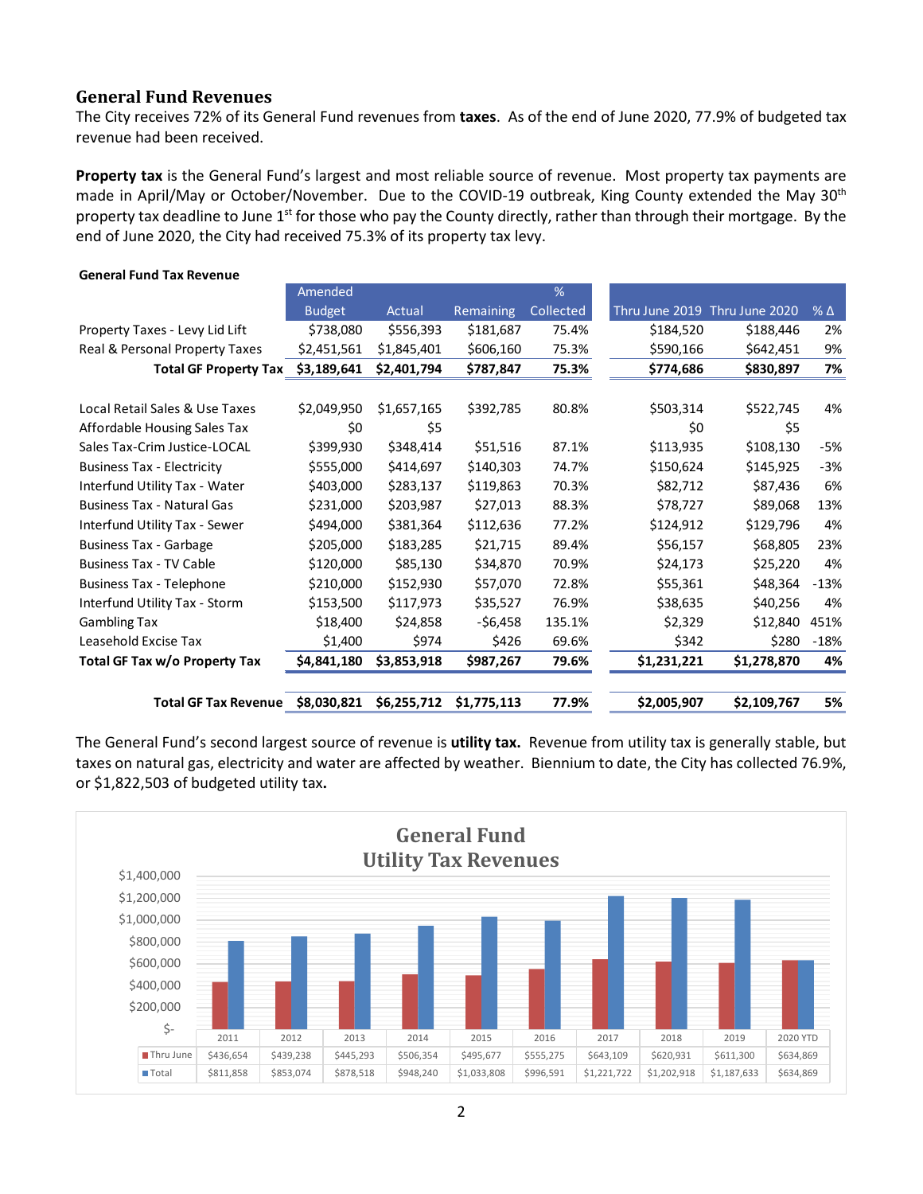## General Fund Revenues

The City receives 72% of its General Fund revenues from **taxes**. As of the end of June 2020, 77.9% of budgeted tax revenue had been received.

**Property tax** is the General Fund's largest and most reliable source of revenue. Most property tax payments are made in April/May or October/November. Due to the COVID-19 outbreak, King County extended the May 30th property tax deadline to June 1st for those who pay the County directly, rather than through their mortgage. By the end of June 2020, the City had received 75.3% of its property tax levy.

**General Fund Tax Revenue**

| | Amended Budget | Actual | Remaining | % Collected | Thru June 2019 | Thru June 2020 | % Δ |
|---|---|---|---|---|---|---|---|
| Property Taxes - Levy Lid Lift | $738,080 | $556,393 | $181,687 | 75.4% | $184,520 | $188,446 | 2% |
| Real & Personal Property Taxes | $2,451,561 | $1,845,401 | $606,160 | 75.3% | $590,166 | $642,451 | 9% |
| **Total GF Property Tax** | **$3,189,641** | **$2,401,794** | **$787,847** | **75.3%** | **$774,686** | **$830,897** | **7%** |
| | | | | | | | |
| Local Retail Sales & Use Taxes | $2,049,950 | $1,657,165 | $392,785 | 80.8% | $503,314 | $522,745 | 4% |
| Affordable Housing Sales Tax | $0 | $5 | | | $0 | $5 | |
| Sales Tax-Crim Justice-LOCAL | $399,930 | $348,414 | $51,516 | 87.1% | $113,935 | $108,130 | -5% |
| Business Tax - Electricity | $555,000 | $414,697 | $140,303 | 74.7% | $150,624 | $145,925 | -3% |
| Interfund Utility Tax - Water | $403,000 | $283,137 | $119,863 | 70.3% | $82,712 | $87,436 | 6% |
| Business Tax - Natural Gas | $231,000 | $203,987 | $27,013 | 88.3% | $78,727 | $89,068 | 13% |
| Interfund Utility Tax - Sewer | $494,000 | $381,364 | $112,636 | 77.2% | $124,912 | $129,796 | 4% |
| Business Tax - Garbage | $205,000 | $183,285 | $21,715 | 89.4% | $56,157 | $68,805 | 23% |
| Business Tax - TV Cable | $120,000 | $85,130 | $34,870 | 70.9% | $24,173 | $25,220 | 4% |
| Business Tax - Telephone | $210,000 | $152,930 | $57,070 | 72.8% | $55,361 | $48,364 | -13% |
| Interfund Utility Tax - Storm | $153,500 | $117,973 | $35,527 | 76.9% | $38,635 | $40,256 | 4% |
| Gambling Tax | $18,400 | $24,858 | -$6,458 | 135.1% | $2,329 | $12,840 | 451% |
| Leasehold Excise Tax | $1,400 | $974 | $426 | 69.6% | $342 | $280 | -18% |
| **Total GF Tax w/o Property Tax** | **$4,841,180** | **$3,853,918** | **$987,267** | **79.6%** | **$1,231,221** | **$1,278,870** | **4%** |
| | | | | | | | |
| **Total GF Tax Revenue** | **$8,030,821** | **$6,255,712** | **$1,775,113** | **77.9%** | **$2,005,907** | **$2,109,767** | **5%** |

The General Fund's second largest source of revenue is **utility tax.** Revenue from utility tax is generally stable, but taxes on natural gas, electricity and water are affected by weather. Biennium to date, the City has collected 76.9%, or $1,822,503 of budgeted utility tax**.**

**General Fund Utility Tax Revenues**

| | 2011 | 2012 | 2013 | 2014 | 2015 | 2016 | 2017 | 2018 | 2019 | 2020 YTD |
|---|---|---|---|---|---|---|---|---|---|---|
| Thru June | $436,654 | $439,238 | $445,293 | $506,354 | $495,677 | $555,275 | $643,109 | $620,931 | $611,300 | $634,869 |
| Total | $811,858 | $853,074 | $878,518 | $948,240 | $1,033,808 | $996,591 | $1,221,722 | $1,202,918 | $1,187,633 | $634,869 |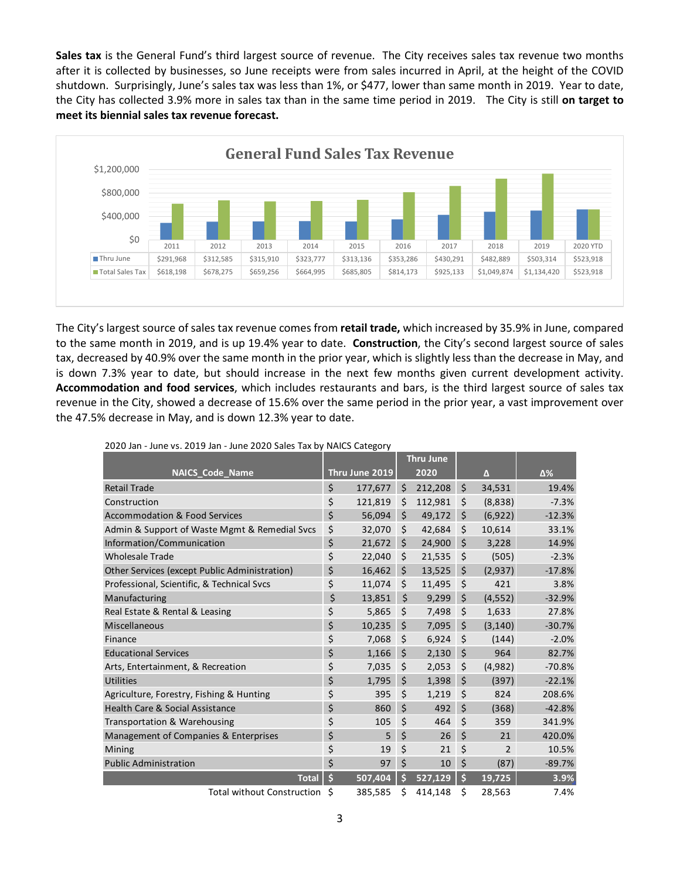**Sales tax** is the General Fund's third largest source of revenue. The City receives sales tax revenue two months after it is collected by businesses, so June receipts were from sales incurred in April, at the height of the COVID shutdown. Surprisingly, June's sales tax was less than 1%, or $477, lower than same month in 2019. Year to date, the City has collected 3.9% more in sales tax than in the same time period in 2019. The City is still **on target to meet its biennial sales tax revenue forecast.**

**General Fund Sales Tax Revenue**

| | 2011 | 2012 | 2013 | 2014 | 2015 | 2016 | 2017 | 2018 | 2019 | 2020 YTD |
|---|---|---|---|---|---|---|---|---|---|---|
| Thru June | $291,968 | $312,585 | $315,910 | $323,777 | $313,136 | $353,286 | $430,291 | $482,889 | $503,314 | $523,918 |
| Total Sales Tax | $618,198 | $678,275 | $659,256 | $664,995 | $685,805 | $814,173 | $925,133 | $1,049,874 | $1,134,420 | $523,918 |

The City's largest source of sales tax revenue comes from **retail trade,** which increased by 35.9% in June, compared to the same month in 2019, and is up 19.4% year to date. **Construction**, the City's second largest source of sales tax, decreased by 40.9% over the same month in the prior year, which is slightly less than the decrease in May, and is down 7.3% year to date, but should increase in the next few months given current development activity. **Accommodation and food services**, which includes restaurants and bars, is the third largest source of sales tax revenue in the City, showed a decrease of 15.6% over the same period in the prior year, a vast improvement over the 47.5% decrease in May, and is down 12.3% year to date.

2020 Jan - June vs. 2019 Jan - June 2020 Sales Tax by NAICS Category

| NAICS_Code_Name | Thru June 2019 | Thru June 2020 | Δ | Δ% |
|---|---|---|---|---|
| Retail Trade | $ 177,677 | $ 212,208 | $ 34,531 | 19.4% |
| Construction | $ 121,819 | $ 112,981 | $ (8,838) | -7.3% |
| Accommodation & Food Services | $ 56,094 | $ 49,172 | $ (6,922) | -12.3% |
| Admin & Support of Waste Mgmt & Remedial Svcs | $ 32,070 | $ 42,684 | $ 10,614 | 33.1% |
| Information/Communication | $ 21,672 | $ 24,900 | $ 3,228 | 14.9% |
| Wholesale Trade | $ 22,040 | $ 21,535 | $ (505) | -2.3% |
| Other Services (except Public Administration) | $ 16,462 | $ 13,525 | $ (2,937) | -17.8% |
| Professional, Scientific, & Technical Svcs | $ 11,074 | $ 11,495 | $ 421 | 3.8% |
| Manufacturing | $ 13,851 | $ 9,299 | $ (4,552) | -32.9% |
| Real Estate & Rental & Leasing | $ 5,865 | $ 7,498 | $ 1,633 | 27.8% |
| Miscellaneous | $ 10,235 | $ 7,095 | $ (3,140) | -30.7% |
| Finance | $ 7,068 | $ 6,924 | $ (144) | -2.0% |
| Educational Services | $ 1,166 | $ 2,130 | $ 964 | 82.7% |
| Arts, Entertainment, & Recreation | $ 7,035 | $ 2,053 | $ (4,982) | -70.8% |
| Utilities | $ 1,795 | $ 1,398 | $ (397) | -22.1% |
| Agriculture, Forestry, Fishing & Hunting | $ 395 | $ 1,219 | $ 824 | 208.6% |
| Health Care & Social Assistance | $ 860 | $ 492 | $ (368) | -42.8% |
| Transportation & Warehousing | $ 105 | $ 464 | $ 359 | 341.9% |
| Management of Companies & Enterprises | $ 5 | $ 26 | $ 21 | 420.0% |
| Mining | $ 19 | $ 21 | $ 2 | 10.5% |
| Public Administration | $ 97 | $ 10 | $ (87) | -89.7% |
| **Total** | **$ 507,404** | **$ 527,129** | **$ 19,725** | **3.9%** |
| Total without Construction | $ 385,585 | $ 414,148 | $ 28,563 | 7.4% |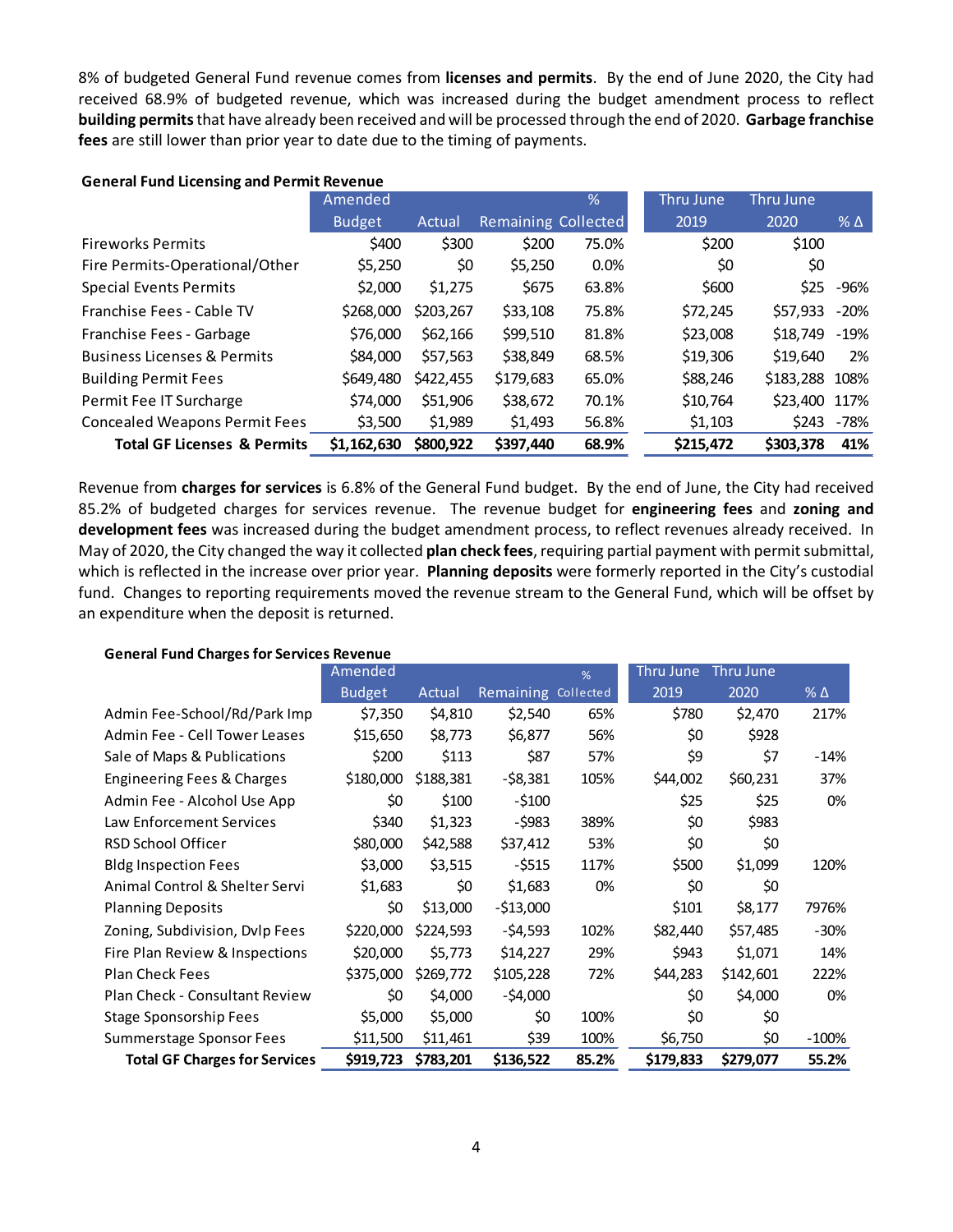8% of budgeted General Fund revenue comes from **licenses and permits**. By the end of June 2020, the City had received 68.9% of budgeted revenue, which was increased during the budget amendment process to reflect **building permits** that have already been received and will be processed through the end of 2020. **Garbage franchise fees** are still lower than prior year to date due to the timing of payments.

**General Fund Licensing and Permit Revenue**

| | Amended Budget | Actual | Remaining | % Collected | Thru June 2019 | Thru June 2020 | % Δ |
|---|---|---|---|---|---|---|---|
| Fireworks Permits | $400 | $300 | $200 | 75.0% | $200 | $100 | |
| Fire Permits-Operational/Other | $5,250 | $0 | $5,250 | 0.0% | $0 | $0 | |
| Special Events Permits | $2,000 | $1,275 | $675 | 63.8% | $600 | $25 | -96% |
| Franchise Fees - Cable TV | $268,000 | $203,267 | $33,108 | 75.8% | $72,245 | $57,933 | -20% |
| Franchise Fees - Garbage | $76,000 | $62,166 | $99,510 | 81.8% | $23,008 | $18,749 | -19% |
| Business Licenses & Permits | $84,000 | $57,563 | $38,849 | 68.5% | $19,306 | $19,640 | 2% |
| Building Permit Fees | $649,480 | $422,455 | $179,683 | 65.0% | $88,246 | $183,288 | 108% |
| Permit Fee IT Surcharge | $74,000 | $51,906 | $38,672 | 70.1% | $10,764 | $23,400 | 117% |
| Concealed Weapons Permit Fees | $3,500 | $1,989 | $1,493 | 56.8% | $1,103 | $243 | -78% |
| **Total GF Licenses & Permits** | **$1,162,630** | **$800,922** | **$397,440** | **68.9%** | **$215,472** | **$303,378** | **41%** |

Revenue from **charges for services** is 6.8% of the General Fund budget. By the end of June, the City had received 85.2% of budgeted charges for services revenue. The revenue budget for **engineering fees** and **zoning and development fees** was increased during the budget amendment process, to reflect revenues already received. In May of 2020, the City changed the way it collected **plan check fees**, requiring partial payment with permit submittal, which is reflected in the increase over prior year. **Planning deposits** were formerly reported in the City's custodial fund. Changes to reporting requirements moved the revenue stream to the General Fund, which will be offset by an expenditure when the deposit is returned.

**General Fund Charges for Services Revenue**

| | Amended Budget | Actual | Remaining | % Collected | Thru June 2019 | Thru June 2020 | % Δ |
|---|---|---|---|---|---|---|---|
| Admin Fee-School/Rd/Park Imp | $7,350 | $4,810 | $2,540 | 65% | $780 | $2,470 | 217% |
| Admin Fee - Cell Tower Leases | $15,650 | $8,773 | $6,877 | 56% | $0 | $928 | |
| Sale of Maps & Publications | $200 | $113 | $87 | 57% | $9 | $7 | -14% |
| Engineering Fees & Charges | $180,000 | $188,381 | -$8,381 | 105% | $44,002 | $60,231 | 37% |
| Admin Fee - Alcohol Use App | $0 | $100 | -$100 | | $25 | $25 | 0% |
| Law Enforcement Services | $340 | $1,323 | -$983 | 389% | $0 | $983 | |
| RSD School Officer | $80,000 | $42,588 | $37,412 | 53% | $0 | $0 | |
| Bldg Inspection Fees | $3,000 | $3,515 | -$515 | 117% | $500 | $1,099 | 120% |
| Animal Control & Shelter Servi | $1,683 | $0 | $1,683 | 0% | $0 | $0 | |
| Planning Deposits | $0 | $13,000 | -$13,000 | | $101 | $8,177 | 7976% |
| Zoning, Subdivision, Dvlp Fees | $220,000 | $224,593 | -$4,593 | 102% | $82,440 | $57,485 | -30% |
| Fire Plan Review & Inspections | $20,000 | $5,773 | $14,227 | 29% | $943 | $1,071 | 14% |
| Plan Check Fees | $375,000 | $269,772 | $105,228 | 72% | $44,283 | $142,601 | 222% |
| Plan Check - Consultant Review | $0 | $4,000 | -$4,000 | | $0 | $4,000 | 0% |
| Stage Sponsorship Fees | $5,000 | $5,000 | $0 | 100% | $0 | $0 | |
| Summerstage Sponsor Fees | $11,500 | $11,461 | $39 | 100% | $6,750 | $0 | -100% |
| **Total GF Charges for Services** | **$919,723** | **$783,201** | **$136,522** | **85.2%** | **$179,833** | **$279,077** | **55.2%** |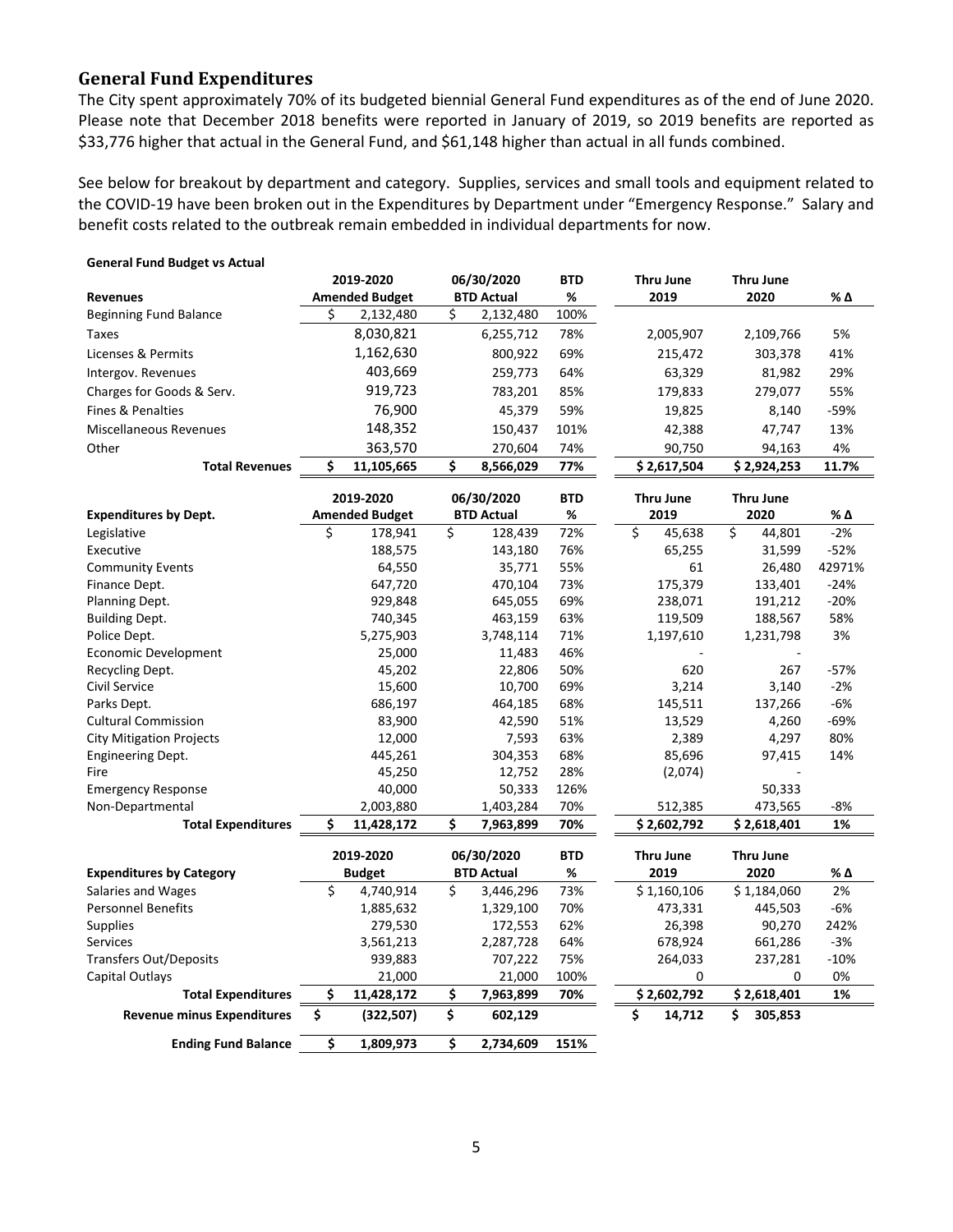## General Fund Expenditures

The City spent approximately 70% of its budgeted biennial General Fund expenditures as of the end of June 2020. Please note that December 2018 benefits were reported in January of 2019, so 2019 benefits are reported as $33,776 higher that actual in the General Fund, and $61,148 higher than actual in all funds combined.

See below for breakout by department and category. Supplies, services and small tools and equipment related to the COVID-19 have been broken out in the Expenditures by Department under "Emergency Response." Salary and benefit costs related to the outbreak remain embedded in individual departments for now.

**General Fund Budget vs Actual**

| Revenues | 2019-2020 Amended Budget | 06/30/2020 BTD Actual | BTD % | Thru June 2019 | Thru June 2020 | % Δ |
|---|---|---|---|---|---|---|
| Beginning Fund Balance | $ 2,132,480 | $ 2,132,480 | 100% | | | |
| Taxes | 8,030,821 | 6,255,712 | 78% | 2,005,907 | 2,109,766 | 5% |
| Licenses & Permits | 1,162,630 | 800,922 | 69% | 215,472 | 303,378 | 41% |
| Intergov. Revenues | 403,669 | 259,773 | 64% | 63,329 | 81,982 | 29% |
| Charges for Goods & Serv. | 919,723 | 783,201 | 85% | 179,833 | 279,077 | 55% |
| Fines & Penalties | 76,900 | 45,379 | 59% | 19,825 | 8,140 | -59% |
| Miscellaneous Revenues | 148,352 | 150,437 | 101% | 42,388 | 47,747 | 13% |
| Other | 363,570 | 270,604 | 74% | 90,750 | 94,163 | 4% |
| **Total Revenues** | **$ 11,105,665** | **$ 8,566,029** | **77%** | **$ 2,617,504** | **$ 2,924,253** | **11.7%** |

| Expenditures by Dept. | 2019-2020 Amended Budget | 06/30/2020 BTD Actual | BTD % | Thru June 2019 | Thru June 2020 | % Δ |
|---|---|---|---|---|---|---|
| Legislative | $ 178,941 | $ 128,439 | 72% | $ 45,638 | $ 44,801 | -2% |
| Executive | 188,575 | 143,180 | 76% | 65,255 | 31,599 | -52% |
| Community Events | 64,550 | 35,771 | 55% | 61 | 26,480 | 42971% |
| Finance Dept. | 647,720 | 470,104 | 73% | 175,379 | 133,401 | -24% |
| Planning Dept. | 929,848 | 645,055 | 69% | 238,071 | 191,212 | -20% |
| Building Dept. | 740,345 | 463,159 | 63% | 119,509 | 188,567 | 58% |
| Police Dept. | 5,275,903 | 3,748,114 | 71% | 1,197,610 | 1,231,798 | 3% |
| Economic Development | 25,000 | 11,483 | 46% | - | - | |
| Recycling Dept. | 45,202 | 22,806 | 50% | 620 | 267 | -57% |
| Civil Service | 15,600 | 10,700 | 69% | 3,214 | 3,140 | -2% |
| Parks Dept. | 686,197 | 464,185 | 68% | 145,511 | 137,266 | -6% |
| Cultural Commission | 83,900 | 42,590 | 51% | 13,529 | 4,260 | -69% |
| City Mitigation Projects | 12,000 | 7,593 | 63% | 2,389 | 4,297 | 80% |
| Engineering Dept. | 445,261 | 304,353 | 68% | 85,696 | 97,415 | 14% |
| Fire | 45,250 | 12,752 | 28% | (2,074) | - | |
| Emergency Response | 40,000 | 50,333 | 126% | | 50,333 | |
| Non-Departmental | 2,003,880 | 1,403,284 | 70% | 512,385 | 473,565 | -8% |
| **Total Expenditures** | **$ 11,428,172** | **$ 7,963,899** | **70%** | **$ 2,602,792** | **$ 2,618,401** | **1%** |

| Expenditures by Category | 2019-2020 Budget | 06/30/2020 BTD Actual | BTD % | Thru June 2019 | Thru June 2020 | % Δ |
|---|---|---|---|---|---|---|
| Salaries and Wages | $ 4,740,914 | $ 3,446,296 | 73% | $ 1,160,106 | $ 1,184,060 | 2% |
| Personnel Benefits | 1,885,632 | 1,329,100 | 70% | 473,331 | 445,503 | -6% |
| Supplies | 279,530 | 172,553 | 62% | 26,398 | 90,270 | 242% |
| Services | 3,561,213 | 2,287,728 | 64% | 678,924 | 661,286 | -3% |
| Transfers Out/Deposits | 939,883 | 707,222 | 75% | 264,033 | 237,281 | -10% |
| Capital Outlays | 21,000 | 21,000 | 100% | 0 | 0 | 0% |
| **Total Expenditures** | **$ 11,428,172** | **$ 7,963,899** | **70%** | **$ 2,602,792** | **$ 2,618,401** | **1%** |
| **Revenue minus Expenditures** | **$ (322,507)** | **$ 602,129** | | **$ 14,712** | **$ 305,853** | |
| **Ending Fund Balance** | **$ 1,809,973** | **$ 2,734,609** | **151%** | | | |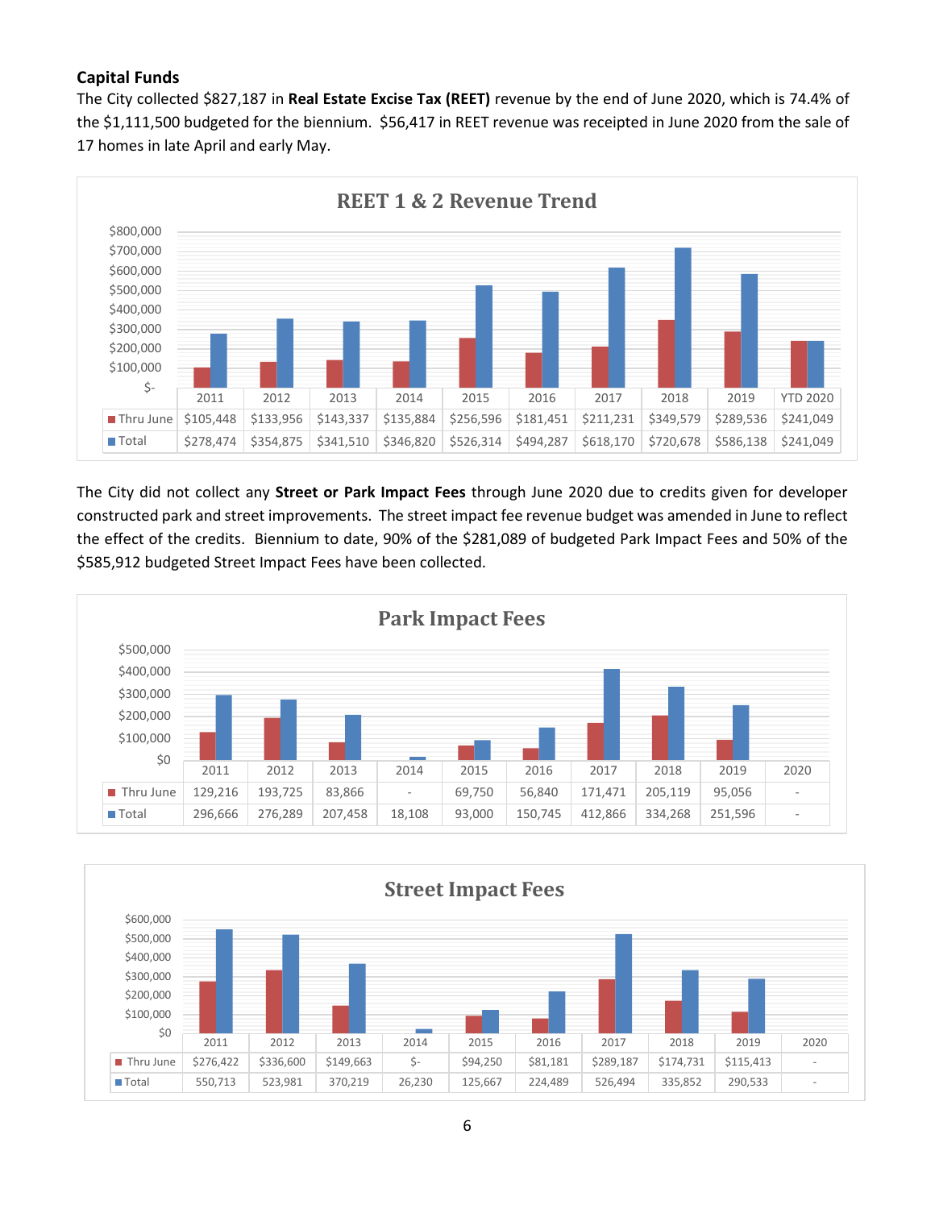**Capital Funds**

The City collected $827,187 in **Real Estate Excise Tax (REET)** revenue by the end of June 2020, which is 74.4% of the $1,111,500 budgeted for the biennium. $56,417 in REET revenue was receipted in June 2020 from the sale of 17 homes in late April and early May.

**REET 1 & 2 Revenue Trend**

| | 2011 | 2012 | 2013 | 2014 | 2015 | 2016 | 2017 | 2018 | 2019 | YTD 2020 |
|---|---|---|---|---|---|---|---|---|---|---|
| Thru June | $105,448 | $133,956 | $143,337 | $135,884 | $256,596 | $181,451 | $211,231 | $349,579 | $289,536 | $241,049 |
| Total | $278,474 | $354,875 | $341,510 | $346,820 | $526,314 | $494,287 | $618,170 | $720,678 | $586,138 | $241,049 |

The City did not collect any **Street or Park Impact Fees** through June 2020 due to credits given for developer constructed park and street improvements. The street impact fee revenue budget was amended in June to reflect the effect of the credits. Biennium to date, 90% of the $281,089 of budgeted Park Impact Fees and 50% of the $585,912 budgeted Street Impact Fees have been collected.

**Park Impact Fees**

| | 2011 | 2012 | 2013 | 2014 | 2015 | 2016 | 2017 | 2018 | 2019 | 2020 |
|---|---|---|---|---|---|---|---|---|---|---|
| Thru June | 129,216 | 193,725 | 83,866 | - | 69,750 | 56,840 | 171,471 | 205,119 | 95,056 | - |
| Total | 296,666 | 276,289 | 207,458 | 18,108 | 93,000 | 150,745 | 412,866 | 334,268 | 251,596 | - |

**Street Impact Fees**

| | 2011 | 2012 | 2013 | 2014 | 2015 | 2016 | 2017 | 2018 | 2019 | 2020 |
|---|---|---|---|---|---|---|---|---|---|---|
| Thru June | $276,422 | $336,600 | $149,663 | $- | $94,250 | $81,181 | $289,187 | $174,731 | $115,413 | - |
| Total | 550,713 | 523,981 | 370,219 | 26,230 | 125,667 | 224,489 | 526,494 | 335,852 | 290,533 | - |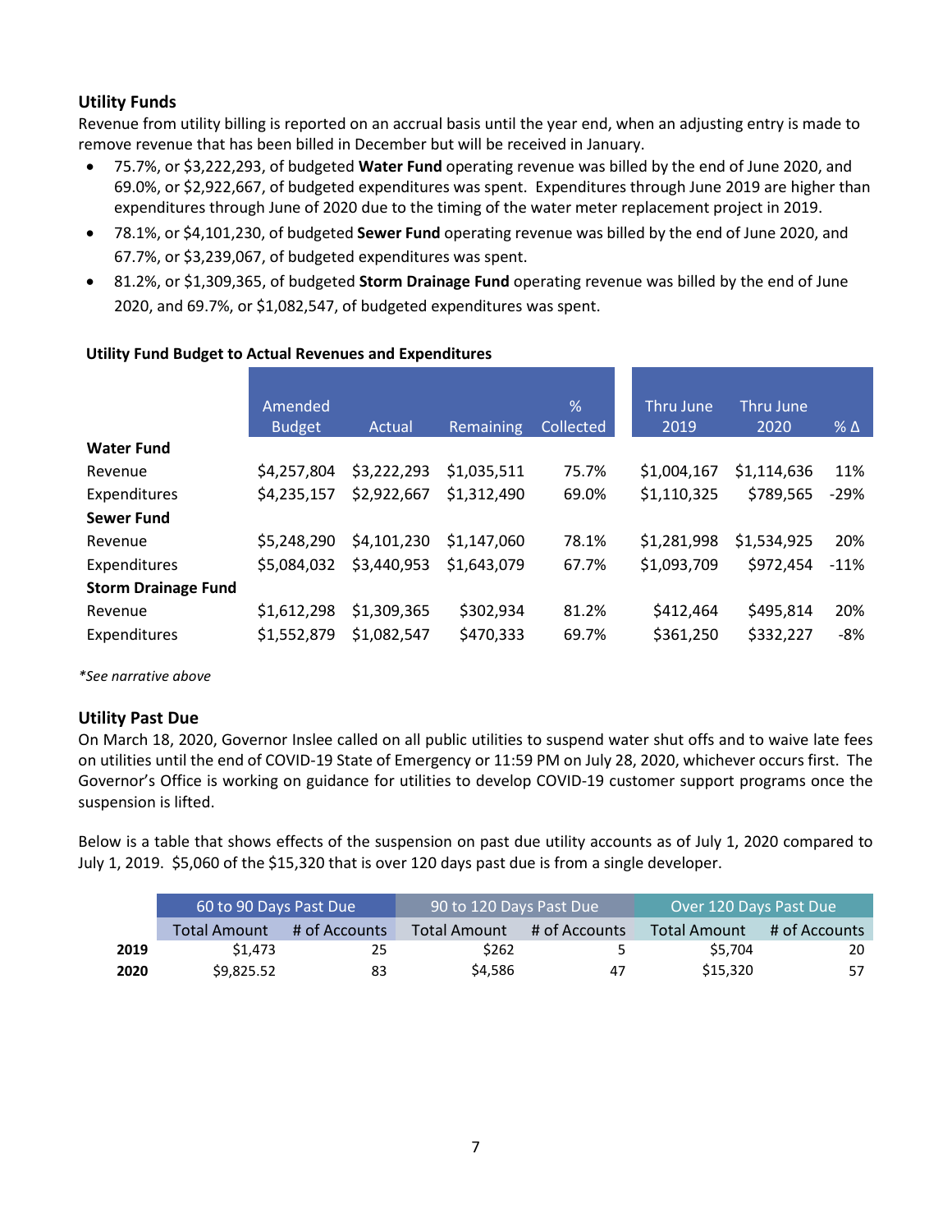## Utility Funds

Revenue from utility billing is reported on an accrual basis until the year end, when an adjusting entry is made to remove revenue that has been billed in December but will be received in January.

- 75.7%, or $3,222,293, of budgeted **Water Fund** operating revenue was billed by the end of June 2020, and 69.0%, or $2,922,667, of budgeted expenditures was spent. Expenditures through June 2019 are higher than expenditures through June of 2020 due to the timing of the water meter replacement project in 2019.
- 78.1%, or $4,101,230, of budgeted **Sewer Fund** operating revenue was billed by the end of June 2020, and 67.7%, or $3,239,067, of budgeted expenditures was spent.
- 81.2%, or $1,309,365, of budgeted **Storm Drainage Fund** operating revenue was billed by the end of June 2020, and 69.7%, or $1,082,547, of budgeted expenditures was spent.

**Utility Fund Budget to Actual Revenues and Expenditures**

| | Amended Budget | Actual | Remaining | % Collected | Thru June 2019 | Thru June 2020 | % Δ |
|---|---|---|---|---|---|---|---|
| **Water Fund** | | | | | | | |
| Revenue | $4,257,804 | $3,222,293 | $1,035,511 | 75.7% | $1,004,167 | $1,114,636 | 11% |
| Expenditures | $4,235,157 | $2,922,667 | $1,312,490 | 69.0% | $1,110,325 | $789,565 | -29% |
| **Sewer Fund** | | | | | | | |
| Revenue | $5,248,290 | $4,101,230 | $1,147,060 | 78.1% | $1,281,998 | $1,534,925 | 20% |
| Expenditures | $5,084,032 | $3,440,953 | $1,643,079 | 67.7% | $1,093,709 | $972,454 | -11% |
| **Storm Drainage Fund** | | | | | | | |
| Revenue | $1,612,298 | $1,309,365 | $302,934 | 81.2% | $412,464 | $495,814 | 20% |
| Expenditures | $1,552,879 | $1,082,547 | $470,333 | 69.7% | $361,250 | $332,227 | -8% |

*\*See narrative above*

## Utility Past Due

On March 18, 2020, Governor Inslee called on all public utilities to suspend water shut offs and to waive late fees on utilities until the end of COVID-19 State of Emergency or 11:59 PM on July 28, 2020, whichever occurs first. The Governor's Office is working on guidance for utilities to develop COVID-19 customer support programs once the suspension is lifted.

Below is a table that shows effects of the suspension on past due utility accounts as of July 1, 2020 compared to July 1, 2019. $5,060 of the $15,320 that is over 120 days past due is from a single developer.

| | 60 to 90 Days Past Due | | 90 to 120 Days Past Due | | Over 120 Days Past Due | |
|---|---|---|---|---|---|---|
| | Total Amount | # of Accounts | Total Amount | # of Accounts | Total Amount | # of Accounts |
| **2019** | $1,473 | 25 | $262 | 5 | $5,704 | 20 |
| **2020** | $9,825.52 | 83 | $4,586 | 47 | $15,320 | 57 |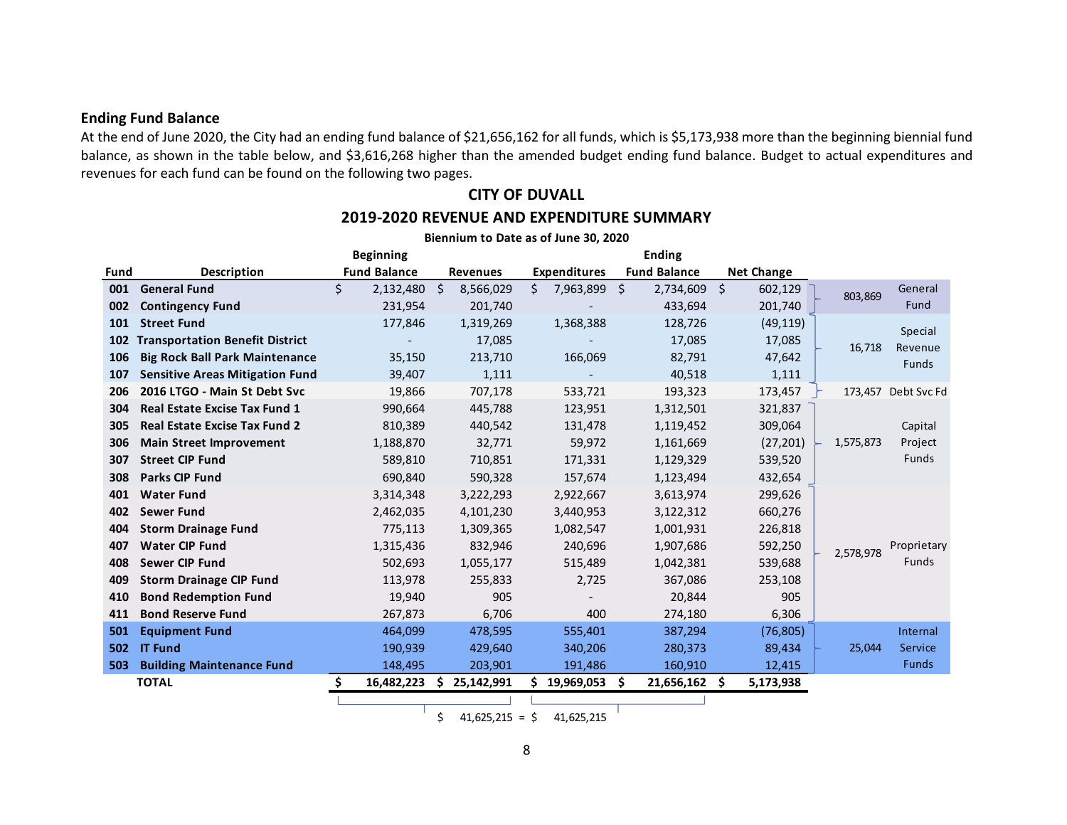## Ending Fund Balance

At the end of June 2020, the City had an ending fund balance of $21,656,162 for all funds, which is $5,173,938 more than the beginning biennial fund balance, as shown in the table below, and $3,616,268 higher than the amended budget ending fund balance. Budget to actual expenditures and revenues for each fund can be found on the following two pages.

### CITY OF DUVALL

### 2019-2020 REVENUE AND EXPENDITURE SUMMARY

**Biennium to Date as of June 30, 2020**

| Fund | Description | Beginning Fund Balance | Revenues | Expenditures | Ending Fund Balance | Net Change | Group Total | Group |
|---|---|---|---|---|---|---|---|---|
| 001 | General Fund | $ 2,132,480 | $ 8,566,029 | $ 7,963,899 | $ 2,734,609 | $ 602,129 | 803,869 | General Fund |
| 002 | Contingency Fund | 231,954 | 201,740 | - | 433,694 | 201,740 | | |
| 101 | Street Fund | 177,846 | 1,319,269 | 1,368,388 | 128,726 | (49,119) | 16,718 | Special Revenue Funds |
| 102 | Transportation Benefit District | - | 17,085 | - | 17,085 | 17,085 | | |
| 106 | Big Rock Ball Park Maintenance | 35,150 | 213,710 | 166,069 | 82,791 | 47,642 | | |
| 107 | Sensitive Areas Mitigation Fund | 39,407 | 1,111 | - | 40,518 | 1,111 | | |
| 206 | 2016 LTGO - Main St Debt Svc | 19,866 | 707,178 | 533,721 | 193,323 | 173,457 | 173,457 | Debt Svc Fd |
| 304 | Real Estate Excise Tax Fund 1 | 990,664 | 445,788 | 123,951 | 1,312,501 | 321,837 | 1,575,873 | Capital Project Funds |
| 305 | Real Estate Excise Tax Fund 2 | 810,389 | 440,542 | 131,478 | 1,119,452 | 309,064 | | |
| 306 | Main Street Improvement | 1,188,870 | 32,771 | 59,972 | 1,161,669 | (27,201) | | |
| 307 | Street CIP Fund | 589,810 | 710,851 | 171,331 | 1,129,329 | 539,520 | | |
| 308 | Parks CIP Fund | 690,840 | 590,328 | 157,674 | 1,123,494 | 432,654 | | |
| 401 | Water Fund | 3,314,348 | 3,222,293 | 2,922,667 | 3,613,974 | 299,626 | 2,578,978 | Proprietary Funds |
| 402 | Sewer Fund | 2,462,035 | 4,101,230 | 3,440,953 | 3,122,312 | 660,276 | | |
| 404 | Storm Drainage Fund | 775,113 | 1,309,365 | 1,082,547 | 1,001,931 | 226,818 | | |
| 407 | Water CIP Fund | 1,315,436 | 832,946 | 240,696 | 1,907,686 | 592,250 | | |
| 408 | Sewer CIP Fund | 502,693 | 1,055,177 | 515,489 | 1,042,381 | 539,688 | | |
| 409 | Storm Drainage CIP Fund | 113,978 | 255,833 | 2,725 | 367,086 | 253,108 | | |
| 410 | Bond Redemption Fund | 19,940 | 905 | - | 20,844 | 905 | | |
| 411 | Bond Reserve Fund | 267,873 | 6,706 | 400 | 274,180 | 6,306 | | |
| 501 | Equipment Fund | 464,099 | 478,595 | 555,401 | 387,294 | (76,805) | 25,044 | Internal Service Funds |
| 502 | IT Fund | 190,939 | 429,640 | 340,206 | 280,373 | 89,434 | | |
| 503 | Building Maintenance Fund | 148,495 | 203,901 | 191,486 | 160,910 | 12,415 | | |
| | **TOTAL** | **$ 16,482,223** | **$ 25,142,991** | **$ 19,969,053** | **$ 21,656,162** | **$ 5,173,938** | | |

$ 41,625,215 = $ 41,625,215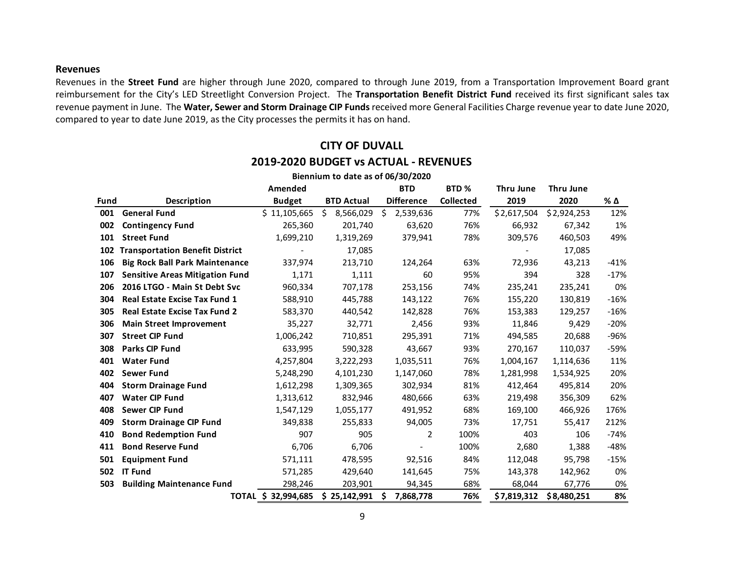## Revenues

Revenues in the **Street Fund** are higher through June 2020, compared to through June 2019, from a Transportation Improvement Board grant reimbursement for the City's LED Streetlight Conversion Project. The **Transportation Benefit District Fund** received its first significant sales tax revenue payment in June. The **Water, Sewer and Storm Drainage CIP Funds** received more General Facilities Charge revenue year to date June 2020, compared to year to date June 2019, as the City processes the permits it has on hand.

# CITY OF DUVALL

## 2019-2020 BUDGET vs ACTUAL - REVENUES

**Biennium to date as of 06/30/2020**

| Fund | Description | Amended Budget | BTD Actual | BTD Difference | BTD % Collected | Thru June 2019 | Thru June 2020 | % Δ |
|---|---|---|---|---|---|---|---|---|
| 001 | General Fund | $ 11,105,665 | $ 8,566,029 | $ 2,539,636 | 77% | $2,617,504 | $2,924,253 | 12% |
| 002 | Contingency Fund | 265,360 | 201,740 | 63,620 | 76% | 66,932 | 67,342 | 1% |
| 101 | Street Fund | 1,699,210 | 1,319,269 | 379,941 | 78% | 309,576 | 460,503 | 49% |
| 102 | Transportation Benefit District | - | 17,085 | | | - | 17,085 | |
| 106 | Big Rock Ball Park Maintenance | 337,974 | 213,710 | 124,264 | 63% | 72,936 | 43,213 | -41% |
| 107 | Sensitive Areas Mitigation Fund | 1,171 | 1,111 | 60 | 95% | 394 | 328 | -17% |
| 206 | 2016 LTGO - Main St Debt Svc | 960,334 | 707,178 | 253,156 | 74% | 235,241 | 235,241 | 0% |
| 304 | Real Estate Excise Tax Fund 1 | 588,910 | 445,788 | 143,122 | 76% | 155,220 | 130,819 | -16% |
| 305 | Real Estate Excise Tax Fund 2 | 583,370 | 440,542 | 142,828 | 76% | 153,383 | 129,257 | -16% |
| 306 | Main Street Improvement | 35,227 | 32,771 | 2,456 | 93% | 11,846 | 9,429 | -20% |
| 307 | Street CIP Fund | 1,006,242 | 710,851 | 295,391 | 71% | 494,585 | 20,688 | -96% |
| 308 | Parks CIP Fund | 633,995 | 590,328 | 43,667 | 93% | 270,167 | 110,037 | -59% |
| 401 | Water Fund | 4,257,804 | 3,222,293 | 1,035,511 | 76% | 1,004,167 | 1,114,636 | 11% |
| 402 | Sewer Fund | 5,248,290 | 4,101,230 | 1,147,060 | 78% | 1,281,998 | 1,534,925 | 20% |
| 404 | Storm Drainage Fund | 1,612,298 | 1,309,365 | 302,934 | 81% | 412,464 | 495,814 | 20% |
| 407 | Water CIP Fund | 1,313,612 | 832,946 | 480,666 | 63% | 219,498 | 356,309 | 62% |
| 408 | Sewer CIP Fund | 1,547,129 | 1,055,177 | 491,952 | 68% | 169,100 | 466,926 | 176% |
| 409 | Storm Drainage CIP Fund | 349,838 | 255,833 | 94,005 | 73% | 17,751 | 55,417 | 212% |
| 410 | Bond Redemption Fund | 907 | 905 | 2 | 100% | 403 | 106 | -74% |
| 411 | Bond Reserve Fund | 6,706 | 6,706 | - | 100% | 2,680 | 1,388 | -48% |
| 501 | Equipment Fund | 571,111 | 478,595 | 92,516 | 84% | 112,048 | 95,798 | -15% |
| 502 | IT Fund | 571,285 | 429,640 | 141,645 | 75% | 143,378 | 142,962 | 0% |
| 503 | Building Maintenance Fund | 298,246 | 203,901 | 94,345 | 68% | 68,044 | 67,776 | 0% |
| | **TOTAL** | **$ 32,994,685** | **$ 25,142,991** | **$ 7,868,778** | **76%** | **$7,819,312** | **$8,480,251** | **8%** |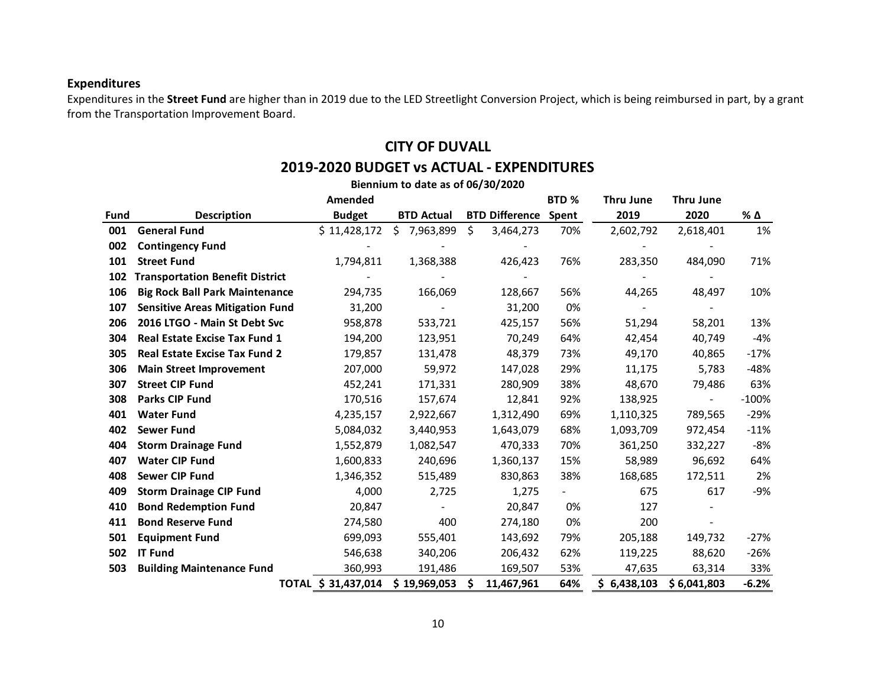## Expenditures

Expenditures in the **Street Fund** are higher than in 2019 due to the LED Streetlight Conversion Project, which is being reimbursed in part, by a grant from the Transportation Improvement Board.

## CITY OF DUVALL

## 2019-2020 BUDGET vs ACTUAL - EXPENDITURES

**Biennium to date as of 06/30/2020**

| Fund | Description | Amended Budget | BTD Actual | BTD Difference | BTD % Spent | Thru June 2019 | Thru June 2020 | % Δ |
|---|---|---|---|---|---|---|---|---|
| 001 | General Fund | $ 11,428,172 | $ 7,963,899 | $ 3,464,273 | 70% | 2,602,792 | 2,618,401 | 1% |
| 002 | Contingency Fund | - | - | - | | - | - | |
| 101 | Street Fund | 1,794,811 | 1,368,388 | 426,423 | 76% | 283,350 | 484,090 | 71% |
| 102 | Transportation Benefit District | - | - | - | | - | - | |
| 106 | Big Rock Ball Park Maintenance | 294,735 | 166,069 | 128,667 | 56% | 44,265 | 48,497 | 10% |
| 107 | Sensitive Areas Mitigation Fund | 31,200 | - | 31,200 | 0% | - | - | |
| 206 | 2016 LTGO - Main St Debt Svc | 958,878 | 533,721 | 425,157 | 56% | 51,294 | 58,201 | 13% |
| 304 | Real Estate Excise Tax Fund 1 | 194,200 | 123,951 | 70,249 | 64% | 42,454 | 40,749 | -4% |
| 305 | Real Estate Excise Tax Fund 2 | 179,857 | 131,478 | 48,379 | 73% | 49,170 | 40,865 | -17% |
| 306 | Main Street Improvement | 207,000 | 59,972 | 147,028 | 29% | 11,175 | 5,783 | -48% |
| 307 | Street CIP Fund | 452,241 | 171,331 | 280,909 | 38% | 48,670 | 79,486 | 63% |
| 308 | Parks CIP Fund | 170,516 | 157,674 | 12,841 | 92% | 138,925 | - | -100% |
| 401 | Water Fund | 4,235,157 | 2,922,667 | 1,312,490 | 69% | 1,110,325 | 789,565 | -29% |
| 402 | Sewer Fund | 5,084,032 | 3,440,953 | 1,643,079 | 68% | 1,093,709 | 972,454 | -11% |
| 404 | Storm Drainage Fund | 1,552,879 | 1,082,547 | 470,333 | 70% | 361,250 | 332,227 | -8% |
| 407 | Water CIP Fund | 1,600,833 | 240,696 | 1,360,137 | 15% | 58,989 | 96,692 | 64% |
| 408 | Sewer CIP Fund | 1,346,352 | 515,489 | 830,863 | 38% | 168,685 | 172,511 | 2% |
| 409 | Storm Drainage CIP Fund | 4,000 | 2,725 | 1,275 | - | 675 | 617 | -9% |
| 410 | Bond Redemption Fund | 20,847 | - | 20,847 | 0% | 127 | - | |
| 411 | Bond Reserve Fund | 274,580 | 400 | 274,180 | 0% | 200 | - | |
| 501 | Equipment Fund | 699,093 | 555,401 | 143,692 | 79% | 205,188 | 149,732 | -27% |
| 502 | IT Fund | 546,638 | 340,206 | 206,432 | 62% | 119,225 | 88,620 | -26% |
| 503 | Building Maintenance Fund | 360,993 | 191,486 | 169,507 | 53% | 47,635 | 63,314 | 33% |
| | TOTAL | $ 31,437,014 | $ 19,969,053 | $ 11,467,961 | 64% | $ 6,438,103 | $ 6,041,803 | -6.2% |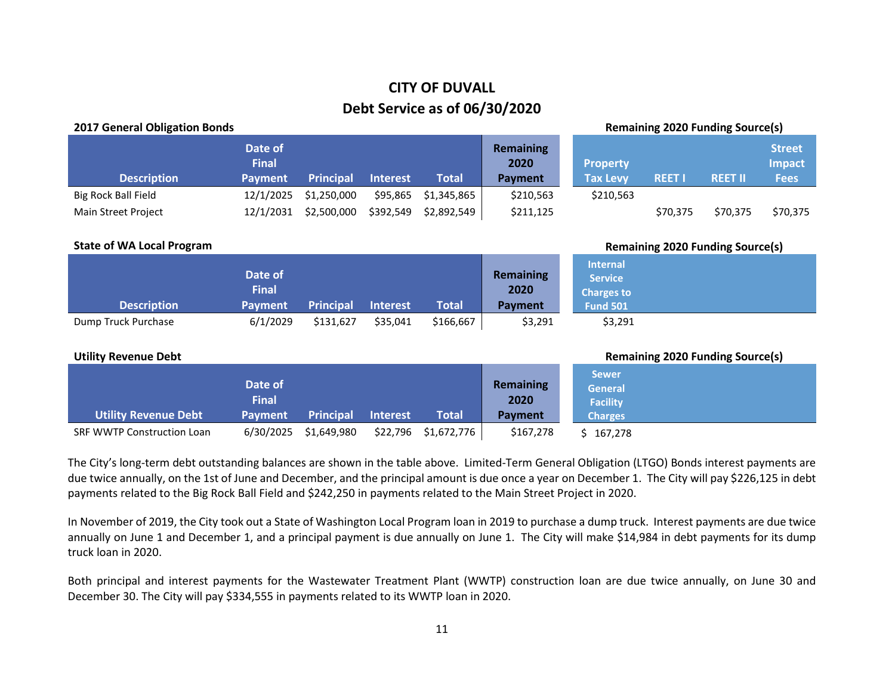# CITY OF DUVALL

## Debt Service as of 06/30/2020

**2017 General Obligation Bonds**

| Description | Date of Final Payment | Principal | Interest | Total | Remaining 2020 Payment | Property Tax Levy | REET I | REET II | Street Impact Fees |
|---|---|---|---|---|---|---|---|---|---|
| Big Rock Ball Field | 12/1/2025 | $1,250,000 | $95,865 | $1,345,865 | $210,563 | $210,563 | | | |
| Main Street Project | 12/1/2031 | $2,500,000 | $392,549 | $2,892,549 | $211,125 | | $70,375 | $70,375 | $70,375 |

(Property Tax Levy, REET I, REET II, and Street Impact Fees columns: Remaining 2020 Funding Source(s))

**State of WA Local Program**

| Description | Date of Final Payment | Principal | Interest | Total | Remaining 2020 Payment | Internal Service Charges to Fund 501 |
|---|---|---|---|---|---|---|
| Dump Truck Purchase | 6/1/2029 | $131,627 | $35,041 | $166,667 | $3,291 | $3,291 |

(Internal Service Charges to Fund 501 column: Remaining 2020 Funding Source(s))

**Utility Revenue Debt**

| Utility Revenue Debt | Date of Final Payment | Principal | Interest | Total | Remaining 2020 Payment | Sewer General Facility Charges |
|---|---|---|---|---|---|---|
| SRF WWTP Construction Loan | 6/30/2025 | $1,649,980 | $22,796 | $1,672,776 | $167,278 | $ 167,278 |

(Sewer General Facility Charges column: Remaining 2020 Funding Source(s))

The City's long-term debt outstanding balances are shown in the table above. Limited-Term General Obligation (LTGO) Bonds interest payments are due twice annually, on the 1st of June and December, and the principal amount is due once a year on December 1. The City will pay $226,125 in debt payments related to the Big Rock Ball Field and $242,250 in payments related to the Main Street Project in 2020.

In November of 2019, the City took out a State of Washington Local Program loan in 2019 to purchase a dump truck. Interest payments are due twice annually on June 1 and December 1, and a principal payment is due annually on June 1. The City will make $14,984 in debt payments for its dump truck loan in 2020.

Both principal and interest payments for the Wastewater Treatment Plant (WWTP) construction loan are due twice annually, on June 30 and December 30. The City will pay $334,555 in payments related to its WWTP loan in 2020.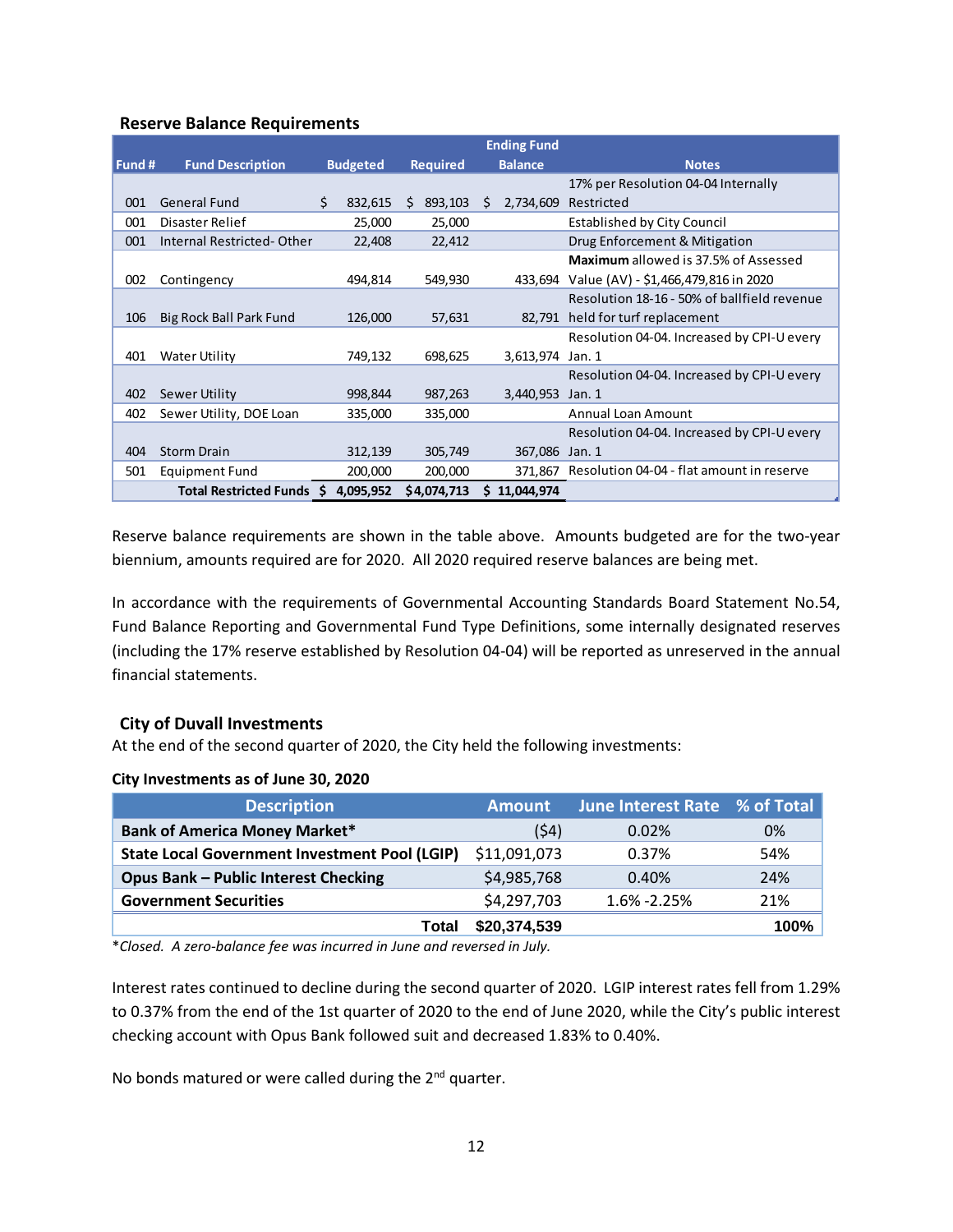## Reserve Balance Requirements

| Fund # | Fund Description | Budgeted | Required | Ending Fund Balance | Notes |
|---|---|---|---|---|---|
| 001 | General Fund | $ 832,615 | $ 893,103 | $ 2,734,609 | 17% per Resolution 04-04 Internally Restricted |
| 001 | Disaster Relief | 25,000 | 25,000 | | Established by City Council |
| 001 | Internal Restricted- Other | 22,408 | 22,412 | | Drug Enforcement & Mitigation |
| 002 | Contingency | 494,814 | 549,930 | 433,694 | **Maximum** allowed is 37.5% of Assessed Value (AV) - $1,466,479,816 in 2020 |
| 106 | Big Rock Ball Park Fund | 126,000 | 57,631 | 82,791 | Resolution 18-16 - 50% of ballfield revenue held for turf replacement |
| 401 | Water Utility | 749,132 | 698,625 | 3,613,974 | Resolution 04-04. Increased by CPI-U every Jan. 1 |
| 402 | Sewer Utility | 998,844 | 987,263 | 3,440,953 | Resolution 04-04. Increased by CPI-U every Jan. 1 |
| 402 | Sewer Utility, DOE Loan | 335,000 | 335,000 | | Annual Loan Amount |
| 404 | Storm Drain | 312,139 | 305,749 | 367,086 | Resolution 04-04. Increased by CPI-U every Jan. 1 |
| 501 | Equipment Fund | 200,000 | 200,000 | 371,867 | Resolution 04-04 - flat amount in reserve |
| | **Total Restricted Funds** | **$ 4,095,952** | **$4,074,713** | **$ 11,044,974** | |

Reserve balance requirements are shown in the table above. Amounts budgeted are for the two-year biennium, amounts required are for 2020. All 2020 required reserve balances are being met.

In accordance with the requirements of Governmental Accounting Standards Board Statement No.54, Fund Balance Reporting and Governmental Fund Type Definitions, some internally designated reserves (including the 17% reserve established by Resolution 04-04) will be reported as unreserved in the annual financial statements.

## City of Duvall Investments

At the end of the second quarter of 2020, the City held the following investments:

**City Investments as of June 30, 2020**

| Description | Amount | June Interest Rate | % of Total |
|---|---|---|---|
| **Bank of America Money Market*** | ($4) | 0.02% | 0% |
| **State Local Government Investment Pool (LGIP)** | $11,091,073 | 0.37% | 54% |
| **Opus Bank – Public Interest Checking** | $4,985,768 | 0.40% | 24% |
| **Government Securities** | $4,297,703 | 1.6% -2.25% | 21% |
| **Total** | **$20,374,539** | | **100%** |

**Closed. A zero-balance fee was incurred in June and reversed in July.*

Interest rates continued to decline during the second quarter of 2020. LGIP interest rates fell from 1.29% to 0.37% from the end of the 1st quarter of 2020 to the end of June 2020, while the City's public interest checking account with Opus Bank followed suit and decreased 1.83% to 0.40%.

No bonds matured or were called during the 2nd quarter.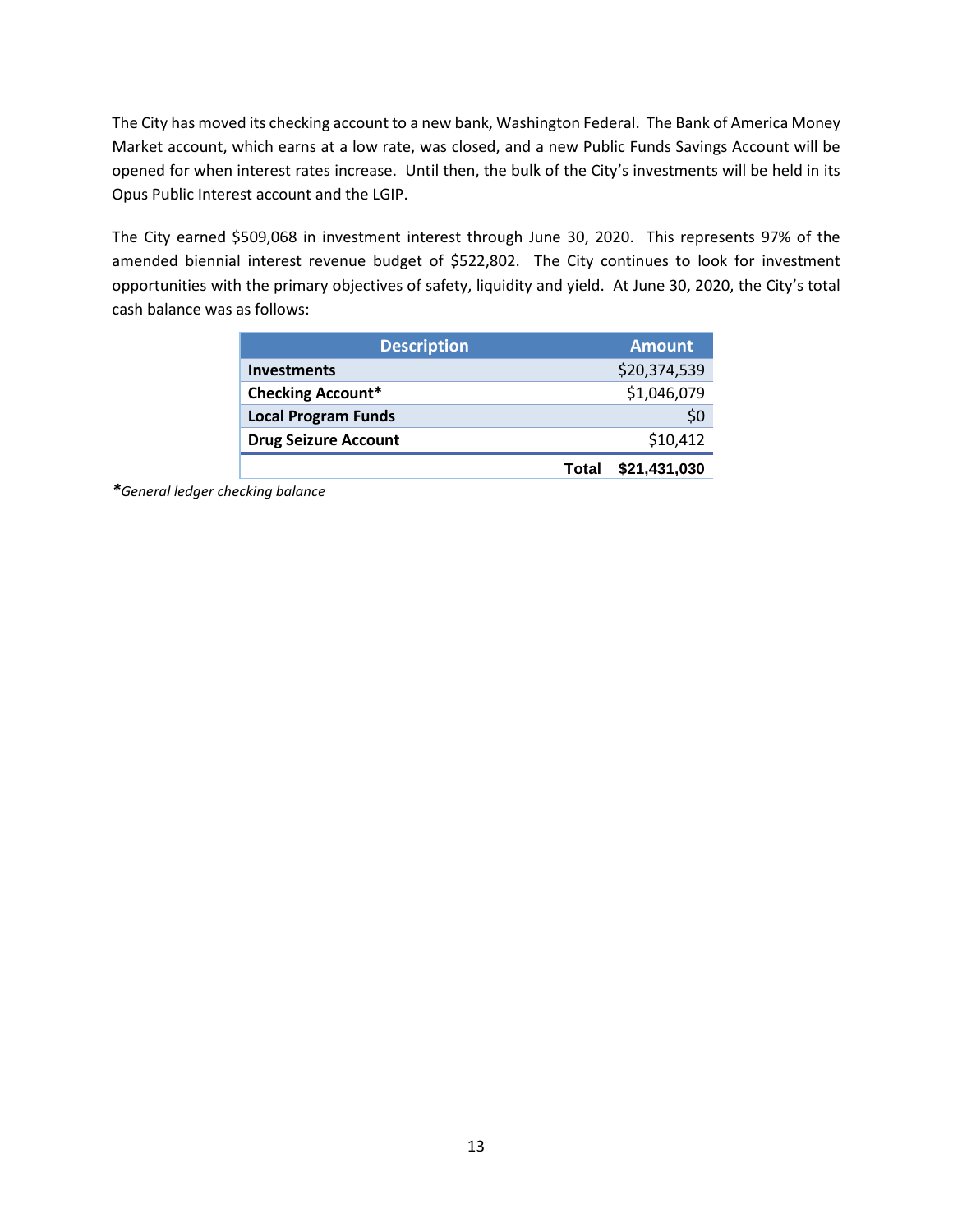The City has moved its checking account to a new bank, Washington Federal. The Bank of America Money Market account, which earns at a low rate, was closed, and a new Public Funds Savings Account will be opened for when interest rates increase. Until then, the bulk of the City's investments will be held in its Opus Public Interest account and the LGIP.

The City earned $509,068 in investment interest through June 30, 2020. This represents 97% of the amended biennial interest revenue budget of $522,802. The City continues to look for investment opportunities with the primary objectives of safety, liquidity and yield. At June 30, 2020, the City's total cash balance was as follows:

| Description | Amount |
|---|---|
| **Investments** | $20,374,539 |
| **Checking Account*** | $1,046,079 |
| **Local Program Funds** | $0 |
| **Drug Seizure Account** | $10,412 |
| **Total** | **$21,431,030** |

***General ledger checking balance***